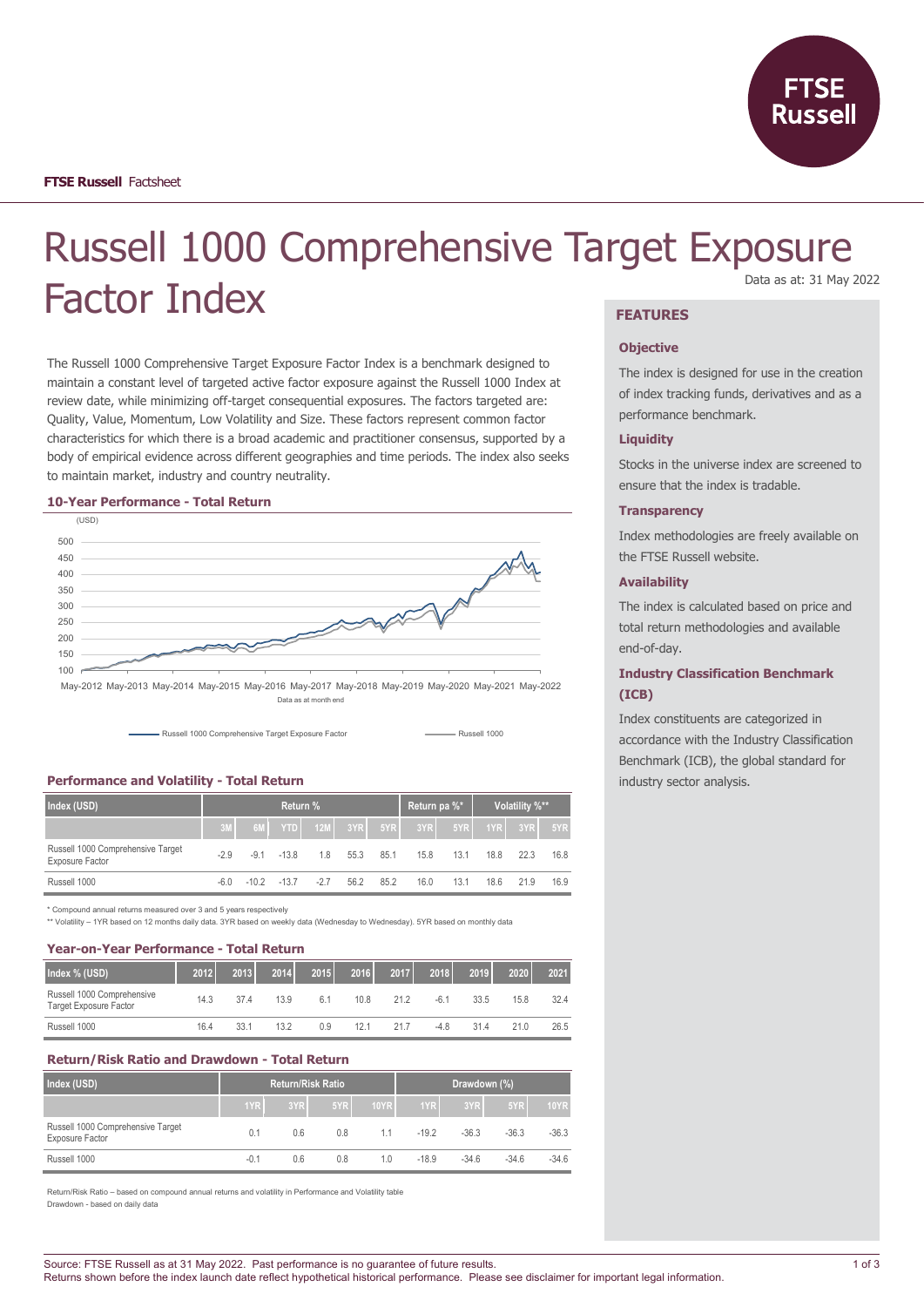**FTSE Russell** Factsheet

# Russell 1000 Comprehensive Target Exposure Factor Index

Data as at: 31 May 2022

The Russell 1000 Comprehensive Target Exposure Factor Index is a benchmark designed to maintain a constant level of targeted active factor exposure against the Russell 1000 Index at review date, while minimizing off-target consequential exposures. The factors targeted are: Quality, Value, Momentum, Low Volatility and Size. These factors represent common factor characteristics for which there is a broad academic and practitioner consensus, supported by a body of empirical evidence across different geographies and time periods. The index also seeks to maintain market, industry and country neutrality.

### 10-Year Performance - Total Return

(USD)

Data as at month end

Russell 1000 Comprehensive Target Exposure Factor — Russell 1000

### Performance and Volatility - Total Return

| Index (USD) | Return % | | | | | | Return pa %* | | Volatility %** | | |
|---|---|---|---|---|---|---|---|---|---|---|---|
| | 3M | 6M | YTD | 12M | 3YR | 5YR | 3YR | 5YR | 1YR | 3YR | 5YR |
| Russell 1000 Comprehensive Target Exposure Factor | -2.9 | -9.1 | -13.8 | 1.8 | 55.3 | 85.1 | 15.8 | 13.1 | 18.8 | 22.3 | 16.8 |
| Russell 1000 | -6.0 | -10.2 | -13.7 | -2.7 | 56.2 | 85.2 | 16.0 | 13.1 | 18.6 | 21.9 | 16.9 |

\* Compound annual returns measured over 3 and 5 years respectively
\*\* Volatility – 1YR based on 12 months daily data. 3YR based on weekly data (Wednesday to Wednesday). 5YR based on monthly data

### Year-on-Year Performance - Total Return

| Index % (USD) | 2012 | 2013 | 2014 | 2015 | 2016 | 2017 | 2018 | 2019 | 2020 | 2021 |
|---|---|---|---|---|---|---|---|---|---|---|
| Russell 1000 Comprehensive Target Exposure Factor | 14.3 | 37.4 | 13.9 | 6.1 | 10.8 | 21.2 | -6.1 | 33.5 | 15.8 | 32.4 |
| Russell 1000 | 16.4 | 33.1 | 13.2 | 0.9 | 12.1 | 21.7 | -4.8 | 31.4 | 21.0 | 26.5 |

### Return/Risk Ratio and Drawdown - Total Return

| Index (USD) | Return/Risk Ratio | | | | Drawdown (%) | | | |
|---|---|---|---|---|---|---|---|---|
| | 1YR | 3YR | 5YR | 10YR | 1YR | 3YR | 5YR | 10YR |
| Russell 1000 Comprehensive Target Exposure Factor | 0.1 | 0.6 | 0.8 | 1.1 | -19.2 | -36.3 | -36.3 | -36.3 |
| Russell 1000 | -0.1 | 0.6 | 0.8 | 1.0 | -18.9 | -34.6 | -34.6 | -34.6 |

Return/Risk Ratio – based on compound annual returns and volatility in Performance and Volatility table
Drawdown - based on daily data

## FEATURES

### Objective

The index is designed for use in the creation of index tracking funds, derivatives and as a performance benchmark.

### Liquidity

Stocks in the universe index are screened to ensure that the index is tradable.

### Transparency

Index methodologies are freely available on the FTSE Russell website.

### Availability

The index is calculated based on price and total return methodologies and available end-of-day.

### Industry Classification Benchmark (ICB)

Index constituents are categorized in accordance with the Industry Classification Benchmark (ICB), the global standard for industry sector analysis.

Source: FTSE Russell as at 31 May 2022. Past performance is no guarantee of future results.
Returns shown before the index launch date reflect hypothetical historical performance. Please see disclaimer for important legal information.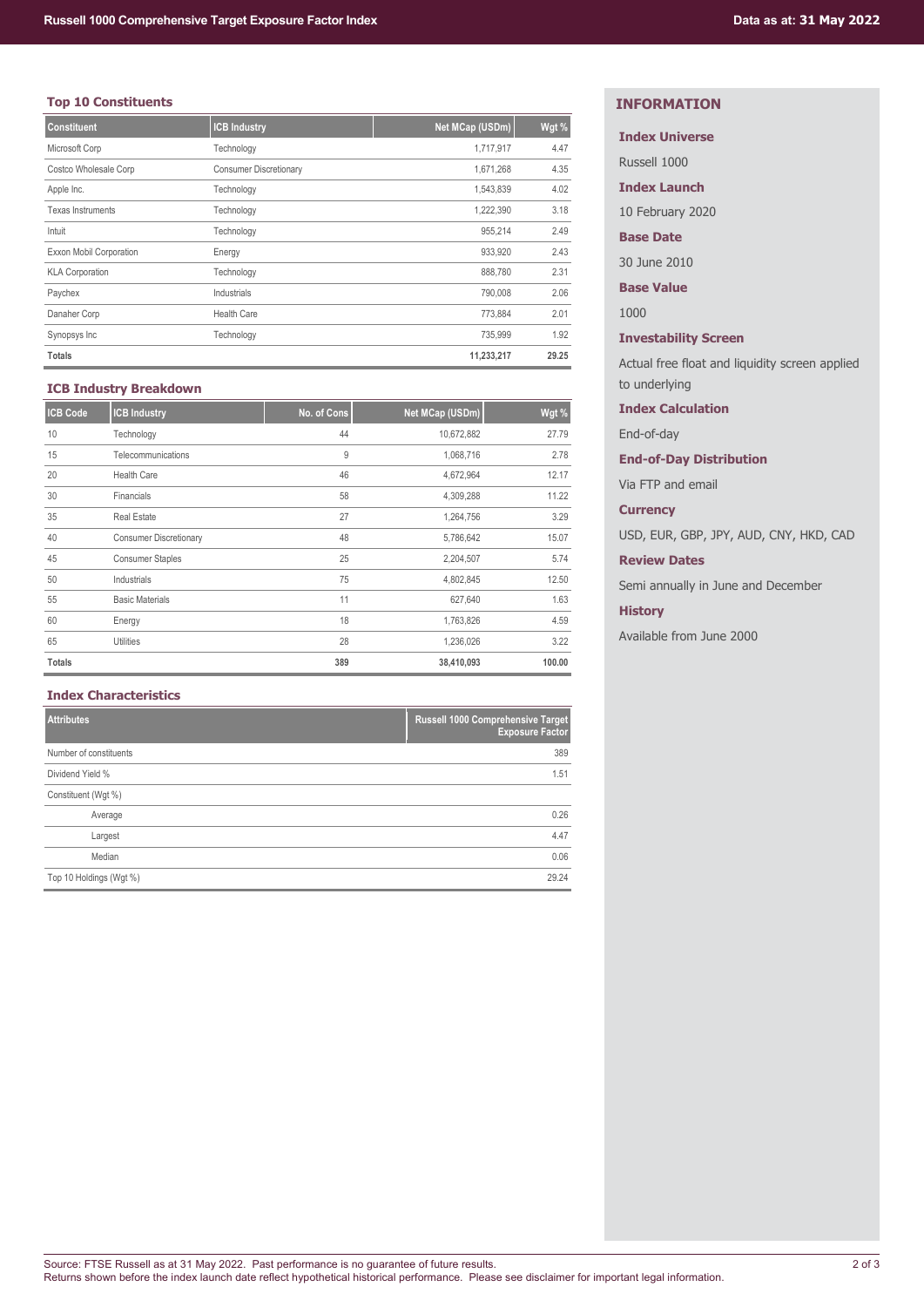## Top 10 Constituents

| Constituent | ICB Industry | Net MCap (USDm) | Wgt % |
|---|---|---|---|
| Microsoft Corp | Technology | 1,717,917 | 4.47 |
| Costco Wholesale Corp | Consumer Discretionary | 1,671,268 | 4.35 |
| Apple Inc. | Technology | 1,543,839 | 4.02 |
| Texas Instruments | Technology | 1,222,390 | 3.18 |
| Intuit | Technology | 955,214 | 2.49 |
| Exxon Mobil Corporation | Energy | 933,920 | 2.43 |
| KLA Corporation | Technology | 888,780 | 2.31 |
| Paychex | Industrials | 790,008 | 2.06 |
| Danaher Corp | Health Care | 773,884 | 2.01 |
| Synopsys Inc | Technology | 735,999 | 1.92 |
| **Totals** | | **11,233,217** | **29.25** |

## ICB Industry Breakdown

| ICB Code | ICB Industry | No. of Cons | Net MCap (USDm) | Wgt % |
|---|---|---|---|---|
| 10 | Technology | 44 | 10,672,882 | 27.79 |
| 15 | Telecommunications | 9 | 1,068,716 | 2.78 |
| 20 | Health Care | 46 | 4,672,964 | 12.17 |
| 30 | Financials | 58 | 4,309,288 | 11.22 |
| 35 | Real Estate | 27 | 1,264,756 | 3.29 |
| 40 | Consumer Discretionary | 48 | 5,786,642 | 15.07 |
| 45 | Consumer Staples | 25 | 2,204,507 | 5.74 |
| 50 | Industrials | 75 | 4,802,845 | 12.50 |
| 55 | Basic Materials | 11 | 627,640 | 1.63 |
| 60 | Energy | 18 | 1,763,826 | 4.59 |
| 65 | Utilities | 28 | 1,236,026 | 3.22 |
| **Totals** | | **389** | **38,410,093** | **100.00** |

## Index Characteristics

| Attributes | Russell 1000 Comprehensive Target Exposure Factor |
|---|---|
| Number of constituents | 389 |
| Dividend Yield % | 1.51 |
| Constituent (Wgt %) | |
| Average | 0.26 |
| Largest | 4.47 |
| Median | 0.06 |
| Top 10 Holdings (Wgt %) | 29.24 |

## INFORMATION

**Index Universe**

Russell 1000

**Index Launch**

10 February 2020

**Base Date**

30 June 2010

**Base Value**

1000

**Investability Screen**

Actual free float and liquidity screen applied to underlying

**Index Calculation**

End-of-day

**End-of-Day Distribution**

Via FTP and email

**Currency**

USD, EUR, GBP, JPY, AUD, CNY, HKD, CAD

**Review Dates**

Semi annually in June and December

**History**

Available from June 2000

Source: FTSE Russell as at 31 May 2022. Past performance is no guarantee of future results.
Returns shown before the index launch date reflect hypothetical historical performance. Please see disclaimer for important legal information.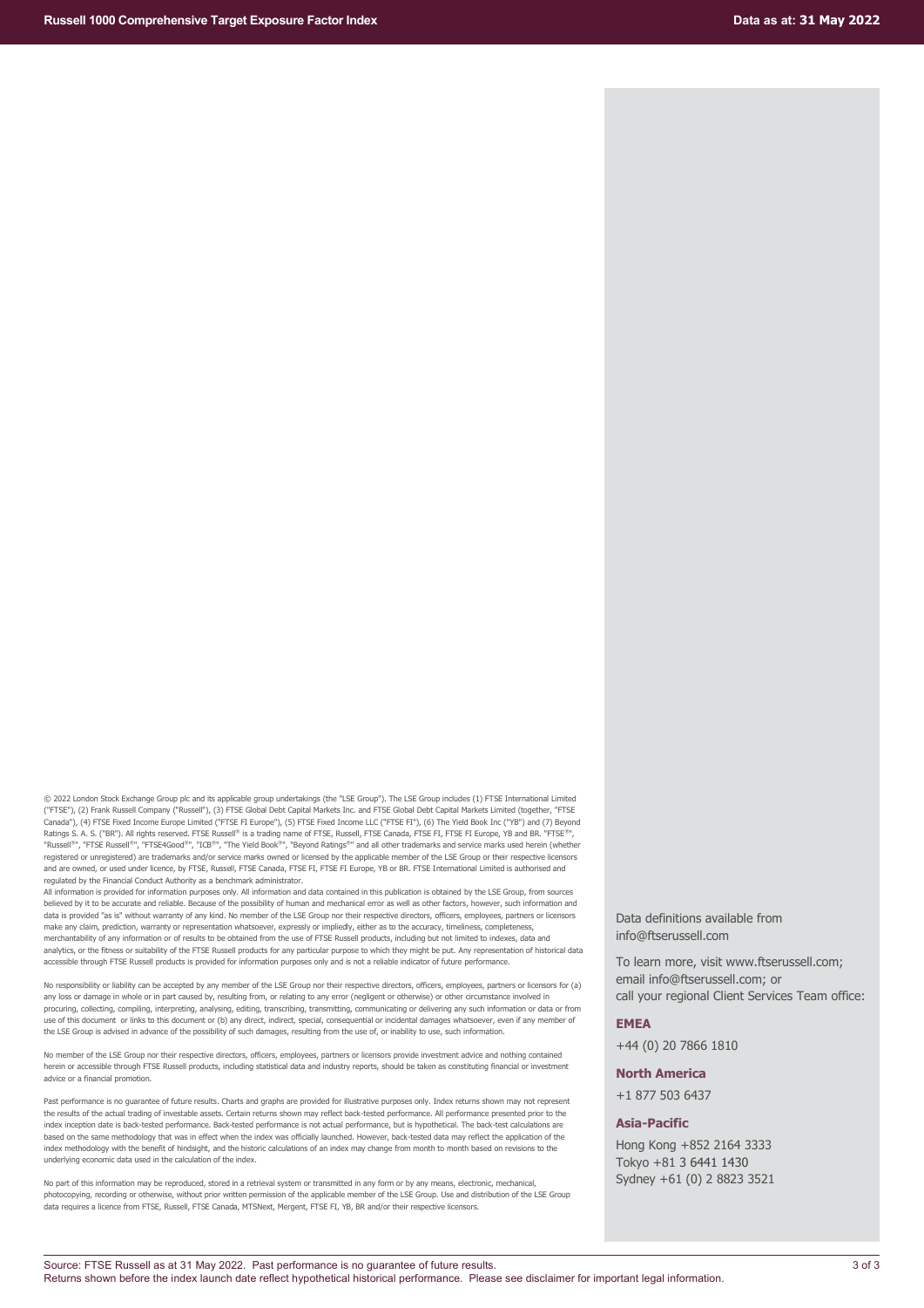© 2022 London Stock Exchange Group plc and its applicable group undertakings (the "LSE Group"). The LSE Group includes (1) FTSE International Limited ("FTSE"), (2) Frank Russell Company ("Russell"), (3) FTSE Global Debt Capital Markets Inc. and FTSE Global Debt Capital Markets Limited (together, "FTSE Canada"), (4) FTSE Fixed Income Europe Limited ("FTSE FI Europe"), (5) FTSE Fixed Income LLC ("FTSE FI"), (6) The Yield Book Inc ("YB") and (7) Beyond Ratings S. A. S. ("BR"). All rights reserved. FTSE Russell® is a trading name of FTSE, Russell, FTSE Canada, FTSE FI, FTSE FI Europe, YB and BR. "FTSE®", "Russell®", "FTSE Russell®", "FTSE4Good®", "ICB®", "The Yield Book®", "Beyond Ratings®" and all other trademarks and service marks used herein (whether registered or unregistered) are trademarks and/or service marks owned or licensed by the applicable member of the LSE Group or their respective licensors and are owned, or used under licence, by FTSE, Russell, FTSE Canada, FTSE FI, FTSE FI Europe, YB or BR. FTSE International Limited is authorised and regulated by the Financial Conduct Authority as a benchmark administrator.

All information is provided for information purposes only. All information and data contained in this publication is obtained by the LSE Group, from sources believed by it to be accurate and reliable. Because of the possibility of human and mechanical error as well as other factors, however, such information and data is provided "as is" without warranty of any kind. No member of the LSE Group nor their respective directors, officers, employees, partners or licensors make any claim, prediction, warranty or representation whatsoever, expressly or impliedly, either as to the accuracy, timeliness, completeness, merchantability of any information or of results to be obtained from the use of FTSE Russell products, including but not limited to indexes, data and analytics, or the fitness or suitability of the FTSE Russell products for any particular purpose to which they might be put. Any representation of historical data accessible through FTSE Russell products is provided for information purposes only and is not a reliable indicator of future performance.

No responsibility or liability can be accepted by any member of the LSE Group nor their respective directors, officers, employees, partners or licensors for (a) any loss or damage in whole or in part caused by, resulting from, or relating to any error (negligent or otherwise) or other circumstance involved in procuring, collecting, compiling, interpreting, analysing, editing, transcribing, transmitting, communicating or delivering any such information or data or from use of this document or links to this document or (b) any direct, indirect, special, consequential or incidental damages whatsoever, even if any member of the LSE Group is advised in advance of the possibility of such damages, resulting from the use of, or inability to use, such information.

No member of the LSE Group nor their respective directors, officers, employees, partners or licensors provide investment advice and nothing contained herein or accessible through FTSE Russell products, including statistical data and industry reports, should be taken as constituting financial or investment advice or a financial promotion.

Past performance is no guarantee of future results. Charts and graphs are provided for illustrative purposes only. Index returns shown may not represent the results of the actual trading of investable assets. Certain returns shown may reflect back-tested performance. All performance presented prior to the index inception date is back-tested performance. Back-tested performance is not actual performance, but is hypothetical. The back-test calculations are based on the same methodology that was in effect when the index was officially launched. However, back-tested data may reflect the application of the index methodology with the benefit of hindsight, and the historic calculations of an index may change from month to month based on revisions to the underlying economic data used in the calculation of the index.

No part of this information may be reproduced, stored in a retrieval system or transmitted in any form or by any means, electronic, mechanical, photocopying, recording or otherwise, without prior written permission of the applicable member of the LSE Group. Use and distribution of the LSE Group data requires a licence from FTSE, Russell, FTSE Canada, MTSNext, Mergent, FTSE FI, YB, BR and/or their respective licensors.

Data definitions available from info@ftserussell.com

To learn more, visit www.ftserussell.com; email info@ftserussell.com; or call your regional Client Services Team office:

**EMEA**

+44 (0) 20 7866 1810

**North America**

+1 877 503 6437

**Asia-Pacific**

Hong Kong +852 2164 3333
Tokyo +81 3 6441 1430
Sydney +61 (0) 2 8823 3521

Source: FTSE Russell as at 31 May 2022. Past performance is no guarantee of future results.
Returns shown before the index launch date reflect hypothetical historical performance. Please see disclaimer for important legal information.